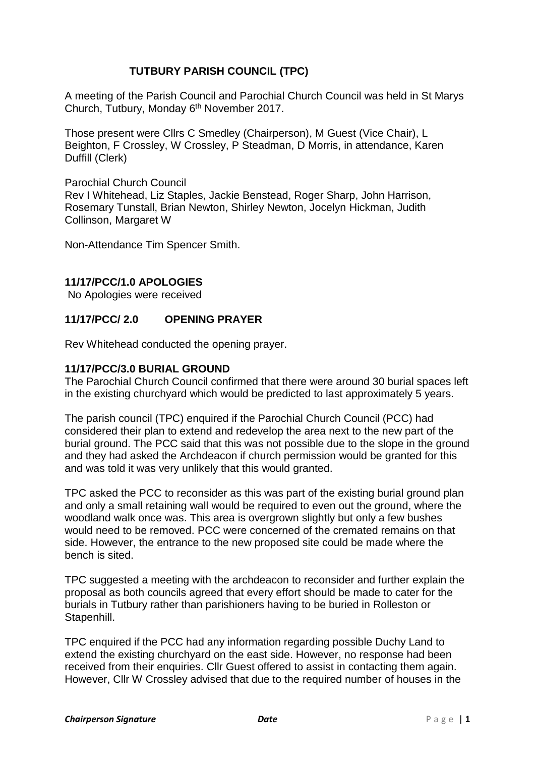# TUTBURY PARISH COUNCIL (TPC)

A meeting of the Parish Council and Parochial Church Council was held in St Marys Church, Tutbury, Monday 6th November 2017.

Those present were Cllrs C Smedley (Chairperson), M Guest (Vice Chair), L Beighton, F Crossley, W Crossley, P Steadman, D Morris, in attendance, Karen Duffill (Clerk)

Parochial Church Council
Rev I Whitehead, Liz Staples, Jackie Benstead, Roger Sharp, John Harrison, Rosemary Tunstall, Brian Newton, Shirley Newton, Jocelyn Hickman, Judith Collinson, Margaret W

Non-Attendance Tim Spencer Smith.

## 11/17/PCC/1.0 APOLOGIES

No Apologies were received

## 11/17/PCC/ 2.0 OPENING PRAYER

Rev Whitehead conducted the opening prayer.

## 11/17/PCC/3.0 BURIAL GROUND

The Parochial Church Council confirmed that there were around 30 burial spaces left in the existing churchyard which would be predicted to last approximately 5 years.

The parish council (TPC) enquired if the Parochial Church Council (PCC) had considered their plan to extend and redevelop the area next to the new part of the burial ground. The PCC said that this was not possible due to the slope in the ground and they had asked the Archdeacon if church permission would be granted for this and was told it was very unlikely that this would granted.

TPC asked the PCC to reconsider as this was part of the existing burial ground plan and only a small retaining wall would be required to even out the ground, where the woodland walk once was. This area is overgrown slightly but only a few bushes would need to be removed. PCC were concerned of the cremated remains on that side. However, the entrance to the new proposed site could be made where the bench is sited.

TPC suggested a meeting with the archdeacon to reconsider and further explain the proposal as both councils agreed that every effort should be made to cater for the burials in Tutbury rather than parishioners having to be buried in Rolleston or Stapenhill.

TPC enquired if the PCC had any information regarding possible Duchy Land to extend the existing churchyard on the east side. However, no response had been received from their enquiries. Cllr Guest offered to assist in contacting them again. However, Cllr W Crossley advised that due to the required number of houses in the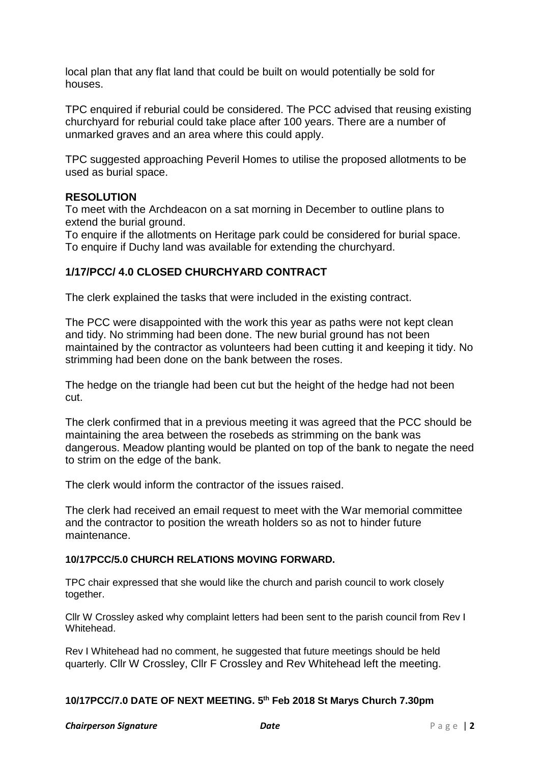local plan that any flat land that could be built on would potentially be sold for houses.

TPC enquired if reburial could be considered. The PCC advised that reusing existing churchyard for reburial could take place after 100 years. There are a number of unmarked graves and an area where this could apply.

TPC suggested approaching Peveril Homes to utilise the proposed allotments to be used as burial space.

**RESOLUTION**

To meet with the Archdeacon on a sat morning in December to outline plans to extend the burial ground.

To enquire if the allotments on Heritage park could be considered for burial space.

To enquire if Duchy land was available for extending the churchyard.

### 1/17/PCC/ 4.0 CLOSED CHURCHYARD CONTRACT

The clerk explained the tasks that were included in the existing contract.

The PCC were disappointed with the work this year as paths were not kept clean and tidy. No strimming had been done. The new burial ground has not been maintained by the contractor as volunteers had been cutting it and keeping it tidy. No strimming had been done on the bank between the roses.

The hedge on the triangle had been cut but the height of the hedge had not been cut.

The clerk confirmed that in a previous meeting it was agreed that the PCC should be maintaining the area between the rosebeds as strimming on the bank was dangerous. Meadow planting would be planted on top of the bank to negate the need to strim on the edge of the bank.

The clerk would inform the contractor of the issues raised.

The clerk had received an email request to meet with the War memorial committee and the contractor to position the wreath holders so as not to hinder future maintenance.

#### 10/17PCC/5.0 CHURCH RELATIONS MOVING FORWARD.

TPC chair expressed that she would like the church and parish council to work closely together.

Cllr W Crossley asked why complaint letters had been sent to the parish council from Rev I Whitehead.

Rev I Whitehead had no comment, he suggested that future meetings should be held quarterly. Cllr W Crossley, Cllr F Crossley and Rev Whitehead left the meeting.

#### 10/17PCC/7.0 DATE OF NEXT MEETING. 5th Feb 2018 St Marys Church 7.30pm

*Chairperson Signature* *Date*